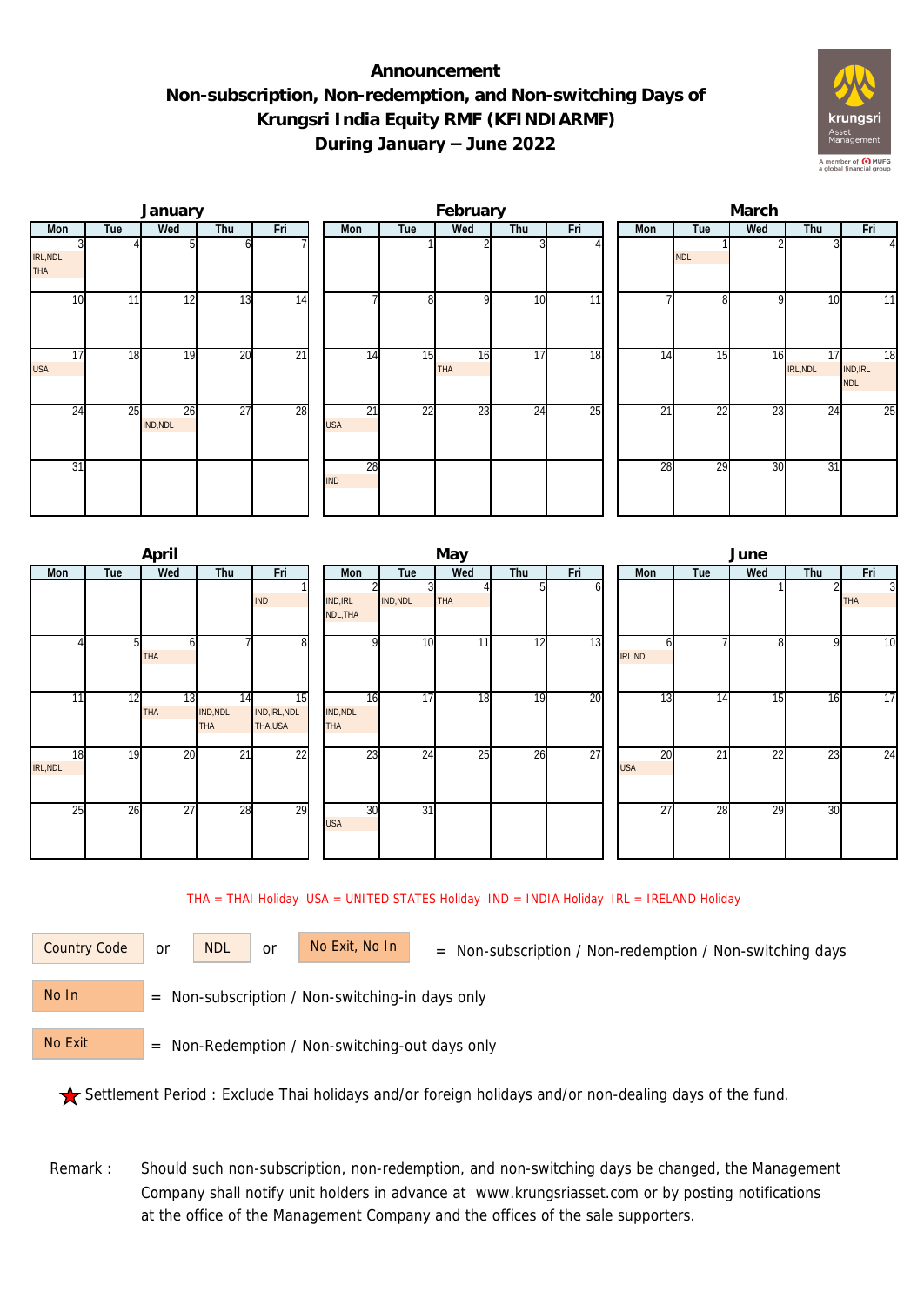# Announcement
# Non-subscription, Non-redemption, and Non-switching Days of Krungsri India Equity RMF (KFINDIARMF)
# During January – June 2022

### January

| Mon | Tue | Wed | Thu | Fri |
|---|---|---|---|---|
| 3 IRL,NDL THA | 4 | 5 | 6 | 7 |
| 10 | 11 | 12 | 13 | 14 |
| 17 USA | 18 | 19 | 20 | 21 |
| 24 | 25 | 26 IND,NDL | 27 | 28 |
| 31 | | | | |

### February

| Mon | Tue | Wed | Thu | Fri |
|---|---|---|---|---|
| | 1 | 2 | 3 | 4 |
| 7 | 8 | 9 | 10 | 11 |
| 14 | 15 | 16 THA | 17 | 18 |
| 21 USA | 22 | 23 | 24 | 25 |
| 28 IND | | | | |

### March

| Mon | Tue | Wed | Thu | Fri |
|---|---|---|---|---|
| | 1 NDL | 2 | 3 | 4 |
| 7 | 8 | 9 | 10 | 11 |
| 14 | 15 | 16 | 17 IRL,NDL | 18 IND,IRL NDL |
| 21 | 22 | 23 | 24 | 25 |
| 28 | 29 | 30 | 31 | |

### April

| Mon | Tue | Wed | Thu | Fri |
|---|---|---|---|---|
| | | | | 1 IND |
| 4 | 5 | 6 THA | 7 | 8 |
| 11 | 12 | 13 THA | 14 IND,NDL THA | 15 IND,IRL,NDL THA,USA |
| 18 IRL,NDL | 19 | 20 | 21 | 22 |
| 25 | 26 | 27 | 28 | 29 |

### May

| Mon | Tue | Wed | Thu | Fri |
|---|---|---|---|---|
| 2 IND,IRL NDL,THA | 3 IND,NDL | 4 THA | 5 | 6 |
| 9 | 10 | 11 | 12 | 13 |
| 16 IND,NDL THA | 17 | 18 | 19 | 20 |
| 23 | 24 | 25 | 26 | 27 |
| 30 USA | 31 | | | |

### June

| Mon | Tue | Wed | Thu | Fri |
|---|---|---|---|---|
| | | 1 | 2 | 3 THA |
| 6 IRL,NDL | 7 | 8 | 9 | 10 |
| 13 | 14 | 15 | 16 | 17 |
| 20 USA | 21 | 22 | 23 | 24 |
| 27 | 28 | 29 | 30 | |

THA = THAI Holiday USA = UNITED STATES Holiday IND = INDIA Holiday IRL = IRELAND Holiday

Country Code or NDL or No Exit, No In = Non-subscription / Non-redemption / Non-switching days

No In = Non-subscription / Non-switching-in days only

No Exit = Non-Redemption / Non-switching-out days only

★ Settlement Period : Exclude Thai holidays and/or foreign holidays and/or non-dealing days of the fund.

Remark : Should such non-subscription, non-redemption, and non-switching days be changed, the Management Company shall notify unit holders in advance at www.krungsriasset.com or by posting notifications at the office of the Management Company and the offices of the sale supporters.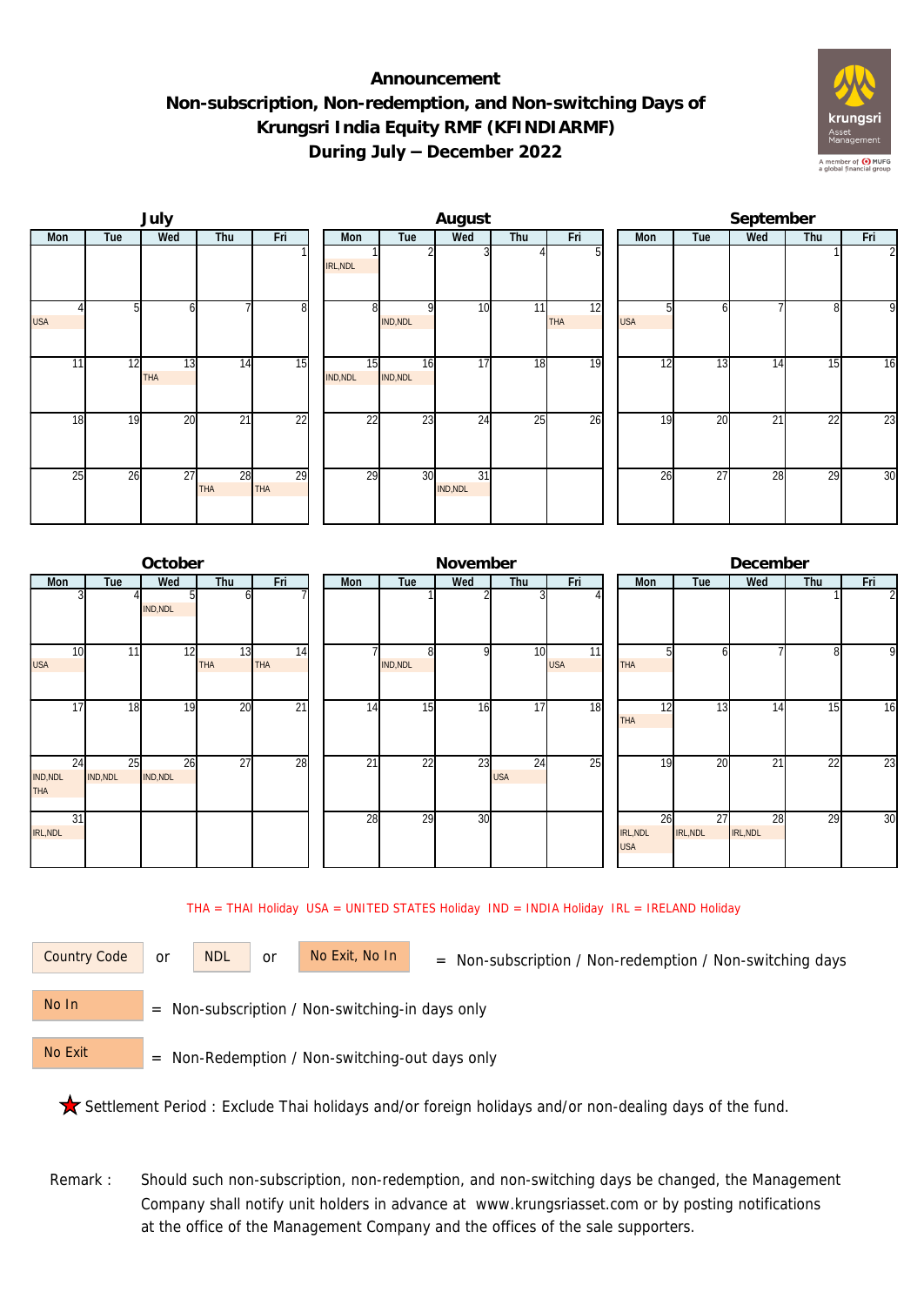# Announcement
# Non-subscription, Non-redemption, and Non-switching Days of Krungsri India Equity RMF (KFINDIARMF) During July – December 2022

### July

| Mon | Tue | Wed | Thu | Fri |
|---|---|---|---|---|
| | | | | 1 |
| 4 USA | 5 | 6 | 7 | 8 |
| 11 | 12 | 13 THA | 14 | 15 |
| 18 | 19 | 20 | 21 | 22 |
| 25 | 26 | 27 | 28 THA | 29 THA |

### August

| Mon | Tue | Wed | Thu | Fri |
|---|---|---|---|---|
| 1 IRL,NDL | 2 | 3 | 4 | 5 |
| 8 | 9 IND,NDL | 10 | 11 | 12 THA |
| 15 IND,NDL | 16 IND,NDL | 17 | 18 | 19 |
| 22 | 23 | 24 | 25 | 26 |
| 29 | 30 | 31 IND,NDL | | |

### September

| Mon | Tue | Wed | Thu | Fri |
|---|---|---|---|---|
| | | | 1 | 2 |
| 5 USA | 6 | 7 | 8 | 9 |
| 12 | 13 | 14 | 15 | 16 |
| 19 | 20 | 21 | 22 | 23 |
| 26 | 27 | 28 | 29 | 30 |

### October

| Mon | Tue | Wed | Thu | Fri |
|---|---|---|---|---|
| 3 | 4 | 5 IND,NDL | 6 | 7 |
| 10 USA | 11 | 12 | 13 THA | 14 THA |
| 17 | 18 | 19 | 20 | 21 |
| 24 IND,NDL THA | 25 IND,NDL | 26 IND,NDL | 27 | 28 |
| 31 IRL,NDL | | | | |

### November

| Mon | Tue | Wed | Thu | Fri |
|---|---|---|---|---|
| | 1 | 2 | 3 | 4 |
| 7 | 8 IND,NDL | 9 | 10 | 11 USA |
| 14 | 15 | 16 | 17 | 18 |
| 21 | 22 | 23 | 24 USA | 25 |
| 28 | 29 | 30 | | |

### December

| Mon | Tue | Wed | Thu | Fri |
|---|---|---|---|---|
| | | | 1 | 2 |
| 5 THA | 6 | 7 | 8 | 9 |
| 12 THA | 13 | 14 | 15 | 16 |
| 19 | 20 | 21 | 22 | 23 |
| 26 IRL,NDL USA | 27 IRL,NDL | 28 IRL,NDL | 29 | 30 |

THA = THAI Holiday USA = UNITED STATES Holiday IND = INDIA Holiday IRL = IRELAND Holiday

Country Code or NDL or No Exit, No In = Non-subscription / Non-redemption / Non-switching days

No In = Non-subscription / Non-switching-in days only

No Exit = Non-Redemption / Non-switching-out days only

★ Settlement Period : Exclude Thai holidays and/or foreign holidays and/or non-dealing days of the fund.

Remark : Should such non-subscription, non-redemption, and non-switching days be changed, the Management Company shall notify unit holders in advance at www.krungsriasset.com or by posting notifications at the office of the Management Company and the offices of the sale supporters.